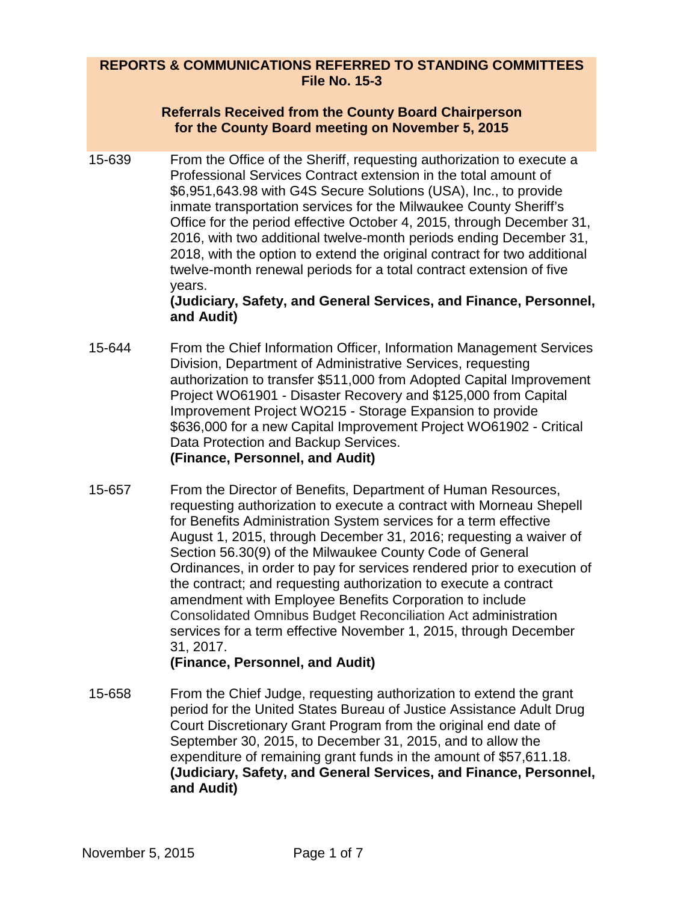## REPORTS & COMMUNICATIONS REFERRED TO STANDING COMMITTEES
## File No. 15-3

### Referrals Received from the County Board Chairperson for the County Board meeting on November 5, 2015

**15-639** From the Office of the Sheriff, requesting authorization to execute a Professional Services Contract extension in the total amount of $6,951,643.98 with G4S Secure Solutions (USA), Inc., to provide inmate transportation services for the Milwaukee County Sheriff's Office for the period effective October 4, 2015, through December 31, 2016, with two additional twelve-month periods ending December 31, 2018, with the option to extend the original contract for two additional twelve-month renewal periods for a total contract extension of five years.
**(Judiciary, Safety, and General Services, and Finance, Personnel, and Audit)**

**15-644** From the Chief Information Officer, Information Management Services Division, Department of Administrative Services, requesting authorization to transfer $511,000 from Adopted Capital Improvement Project WO61901 - Disaster Recovery and $125,000 from Capital Improvement Project WO215 - Storage Expansion to provide $636,000 for a new Capital Improvement Project WO61902 - Critical Data Protection and Backup Services.
**(Finance, Personnel, and Audit)**

**15-657** From the Director of Benefits, Department of Human Resources, requesting authorization to execute a contract with Morneau Shepell for Benefits Administration System services for a term effective August 1, 2015, through December 31, 2016; requesting a waiver of Section 56.30(9) of the Milwaukee County Code of General Ordinances, in order to pay for services rendered prior to execution of the contract; and requesting authorization to execute a contract amendment with Employee Benefits Corporation to include Consolidated Omnibus Budget Reconciliation Act administration services for a term effective November 1, 2015, through December 31, 2017.
**(Finance, Personnel, and Audit)**

**15-658** From the Chief Judge, requesting authorization to extend the grant period for the United States Bureau of Justice Assistance Adult Drug Court Discretionary Grant Program from the original end date of September 30, 2015, to December 31, 2015, and to allow the expenditure of remaining grant funds in the amount of $57,611.18.
**(Judiciary, Safety, and General Services, and Finance, Personnel, and Audit)**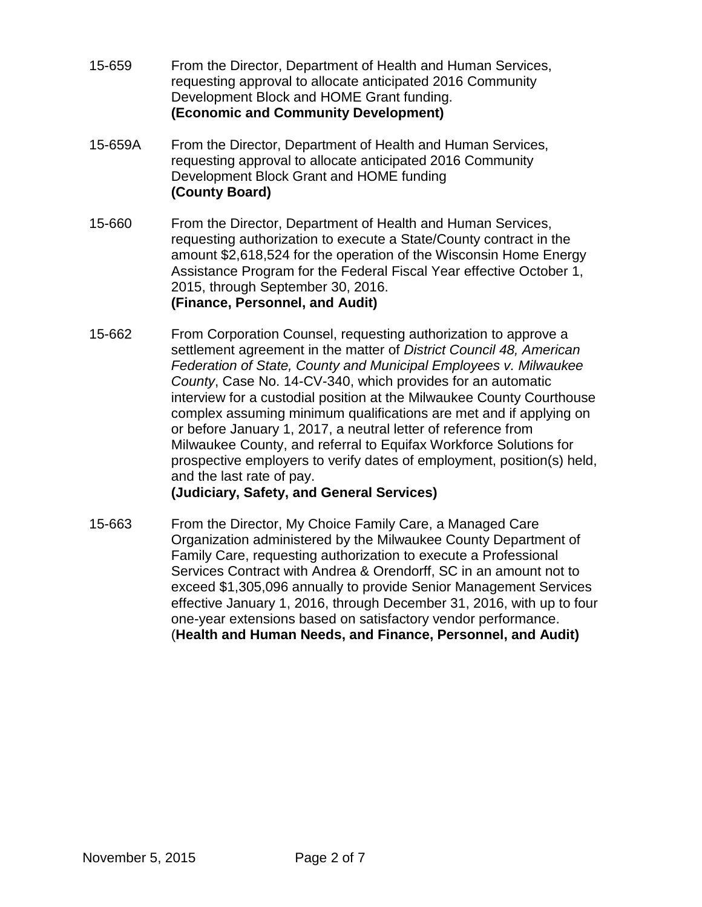15-659 From the Director, Department of Health and Human Services, requesting approval to allocate anticipated 2016 Community Development Block and HOME Grant funding.
**(Economic and Community Development)**

15-659A From the Director, Department of Health and Human Services, requesting approval to allocate anticipated 2016 Community Development Block Grant and HOME funding
**(County Board)**

15-660 From the Director, Department of Health and Human Services, requesting authorization to execute a State/County contract in the amount $2,618,524 for the operation of the Wisconsin Home Energy Assistance Program for the Federal Fiscal Year effective October 1, 2015, through September 30, 2016.
**(Finance, Personnel, and Audit)**

15-662 From Corporation Counsel, requesting authorization to approve a settlement agreement in the matter of *District Council 48, American Federation of State, County and Municipal Employees v. Milwaukee County*, Case No. 14-CV-340, which provides for an automatic interview for a custodial position at the Milwaukee County Courthouse complex assuming minimum qualifications are met and if applying on or before January 1, 2017, a neutral letter of reference from Milwaukee County, and referral to Equifax Workforce Solutions for prospective employers to verify dates of employment, position(s) held, and the last rate of pay.
**(Judiciary, Safety, and General Services)**

15-663 From the Director, My Choice Family Care, a Managed Care Organization administered by the Milwaukee County Department of Family Care, requesting authorization to execute a Professional Services Contract with Andrea & Orendorff, SC in an amount not to exceed $1,305,096 annually to provide Senior Management Services effective January 1, 2016, through December 31, 2016, with up to four one-year extensions based on satisfactory vendor performance.
(**Health and Human Needs, and Finance, Personnel, and Audit)**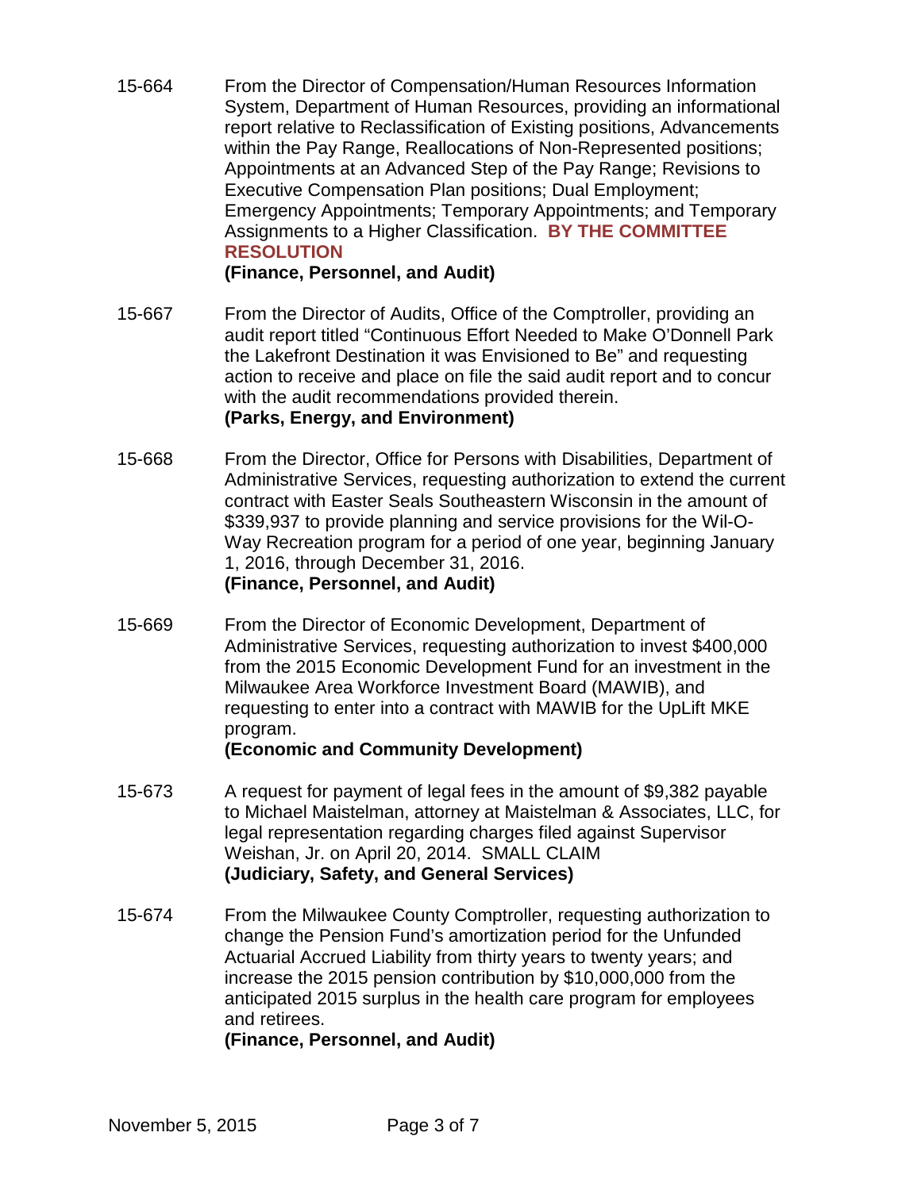15-664 From the Director of Compensation/Human Resources Information System, Department of Human Resources, providing an informational report relative to Reclassification of Existing positions, Advancements within the Pay Range, Reallocations of Non-Represented positions; Appointments at an Advanced Step of the Pay Range; Revisions to Executive Compensation Plan positions; Dual Employment; Emergency Appointments; Temporary Appointments; and Temporary Assignments to a Higher Classification. **BY THE COMMITTEE RESOLUTION**
**(Finance, Personnel, and Audit)**

15-667 From the Director of Audits, Office of the Comptroller, providing an audit report titled "Continuous Effort Needed to Make O'Donnell Park the Lakefront Destination it was Envisioned to Be" and requesting action to receive and place on file the said audit report and to concur with the audit recommendations provided therein.
**(Parks, Energy, and Environment)**

15-668 From the Director, Office for Persons with Disabilities, Department of Administrative Services, requesting authorization to extend the current contract with Easter Seals Southeastern Wisconsin in the amount of $339,937 to provide planning and service provisions for the Wil-O-Way Recreation program for a period of one year, beginning January 1, 2016, through December 31, 2016.
**(Finance, Personnel, and Audit)**

15-669 From the Director of Economic Development, Department of Administrative Services, requesting authorization to invest $400,000 from the 2015 Economic Development Fund for an investment in the Milwaukee Area Workforce Investment Board (MAWIB), and requesting to enter into a contract with MAWIB for the UpLift MKE program.
**(Economic and Community Development)**

15-673 A request for payment of legal fees in the amount of $9,382 payable to Michael Maistelman, attorney at Maistelman & Associates, LLC, for legal representation regarding charges filed against Supervisor Weishan, Jr. on April 20, 2014. SMALL CLAIM
**(Judiciary, Safety, and General Services)**

15-674 From the Milwaukee County Comptroller, requesting authorization to change the Pension Fund's amortization period for the Unfunded Actuarial Accrued Liability from thirty years to twenty years; and increase the 2015 pension contribution by $10,000,000 from the anticipated 2015 surplus in the health care program for employees and retirees.
**(Finance, Personnel, and Audit)**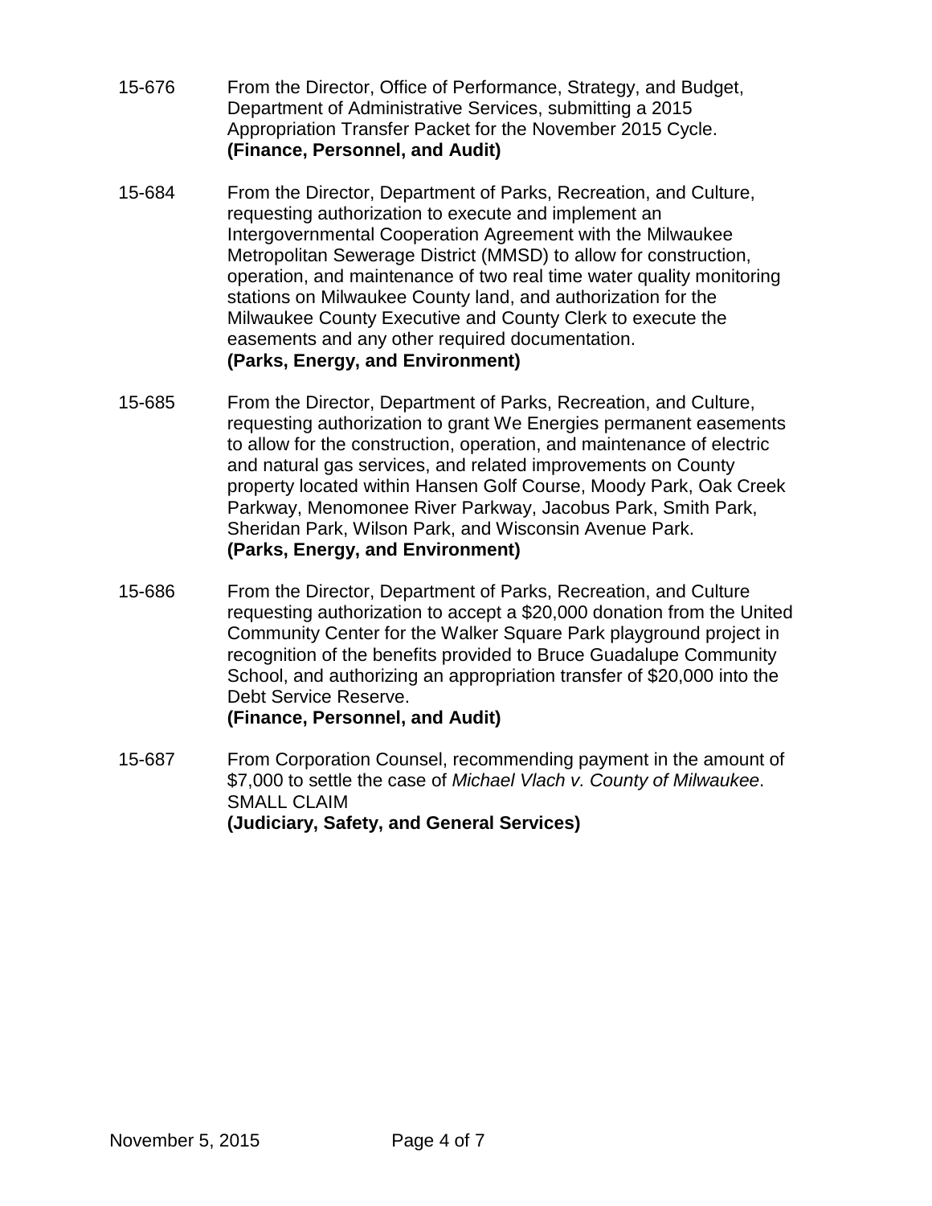15-676 From the Director, Office of Performance, Strategy, and Budget, Department of Administrative Services, submitting a 2015 Appropriation Transfer Packet for the November 2015 Cycle.
**(Finance, Personnel, and Audit)**

15-684 From the Director, Department of Parks, Recreation, and Culture, requesting authorization to execute and implement an Intergovernmental Cooperation Agreement with the Milwaukee Metropolitan Sewerage District (MMSD) to allow for construction, operation, and maintenance of two real time water quality monitoring stations on Milwaukee County land, and authorization for the Milwaukee County Executive and County Clerk to execute the easements and any other required documentation.
**(Parks, Energy, and Environment)**

15-685 From the Director, Department of Parks, Recreation, and Culture, requesting authorization to grant We Energies permanent easements to allow for the construction, operation, and maintenance of electric and natural gas services, and related improvements on County property located within Hansen Golf Course, Moody Park, Oak Creek Parkway, Menomonee River Parkway, Jacobus Park, Smith Park, Sheridan Park, Wilson Park, and Wisconsin Avenue Park.
**(Parks, Energy, and Environment)**

15-686 From the Director, Department of Parks, Recreation, and Culture requesting authorization to accept a $20,000 donation from the United Community Center for the Walker Square Park playground project in recognition of the benefits provided to Bruce Guadalupe Community School, and authorizing an appropriation transfer of $20,000 into the Debt Service Reserve.
**(Finance, Personnel, and Audit)**

15-687 From Corporation Counsel, recommending payment in the amount of $7,000 to settle the case of *Michael Vlach v. County of Milwaukee*. SMALL CLAIM
**(Judiciary, Safety, and General Services)**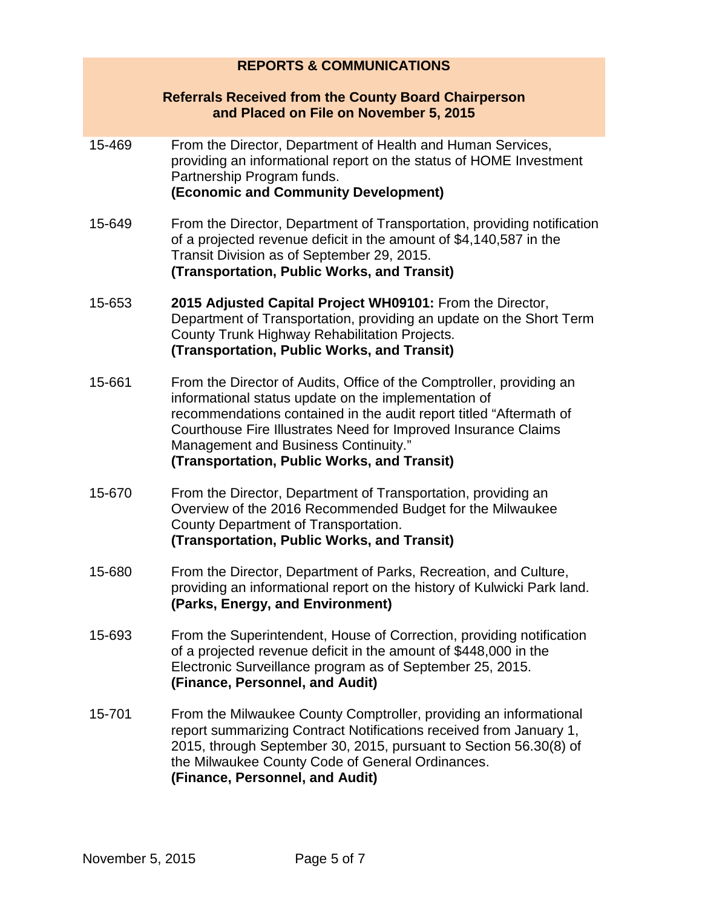## REPORTS & COMMUNICATIONS

### Referrals Received from the County Board Chairperson and Placed on File on November 5, 2015

15-469 From the Director, Department of Health and Human Services, providing an informational report on the status of HOME Investment Partnership Program funds.
**(Economic and Community Development)**

15-649 From the Director, Department of Transportation, providing notification of a projected revenue deficit in the amount of $4,140,587 in the Transit Division as of September 29, 2015.
**(Transportation, Public Works, and Transit)**

15-653 **2015 Adjusted Capital Project WH09101:** From the Director, Department of Transportation, providing an update on the Short Term County Trunk Highway Rehabilitation Projects.
**(Transportation, Public Works, and Transit)**

15-661 From the Director of Audits, Office of the Comptroller, providing an informational status update on the implementation of recommendations contained in the audit report titled "Aftermath of Courthouse Fire Illustrates Need for Improved Insurance Claims Management and Business Continuity."
**(Transportation, Public Works, and Transit)**

15-670 From the Director, Department of Transportation, providing an Overview of the 2016 Recommended Budget for the Milwaukee County Department of Transportation.
**(Transportation, Public Works, and Transit)**

15-680 From the Director, Department of Parks, Recreation, and Culture, providing an informational report on the history of Kulwicki Park land.
**(Parks, Energy, and Environment)**

15-693 From the Superintendent, House of Correction, providing notification of a projected revenue deficit in the amount of $448,000 in the Electronic Surveillance program as of September 25, 2015.
**(Finance, Personnel, and Audit)**

15-701 From the Milwaukee County Comptroller, providing an informational report summarizing Contract Notifications received from January 1, 2015, through September 30, 2015, pursuant to Section 56.30(8) of the Milwaukee County Code of General Ordinances.
**(Finance, Personnel, and Audit)**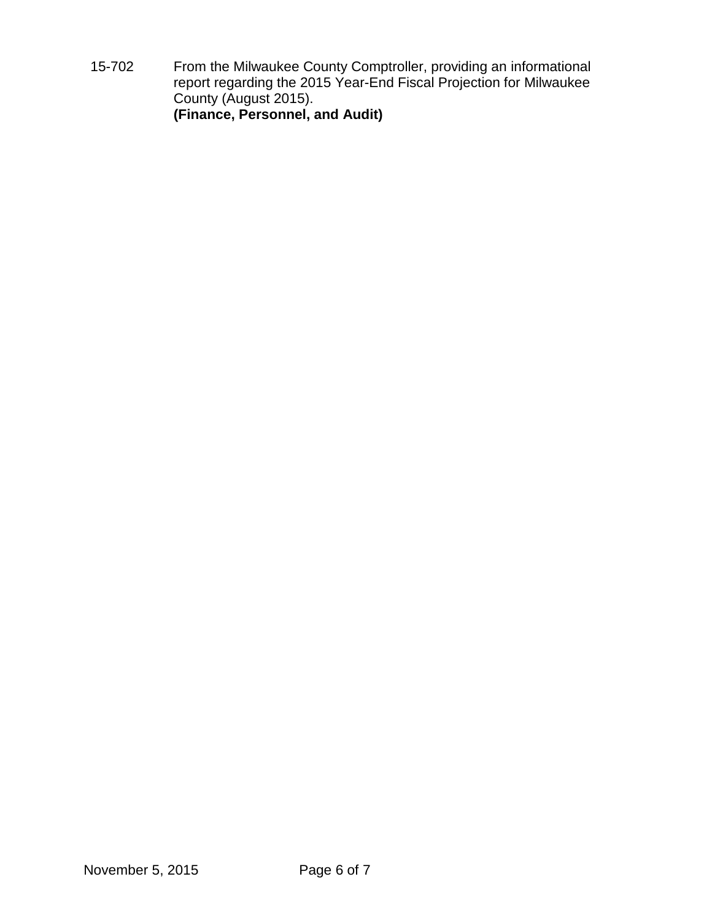15-702 From the Milwaukee County Comptroller, providing an informational report regarding the 2015 Year-End Fiscal Projection for Milwaukee County (August 2015).
**(Finance, Personnel, and Audit)**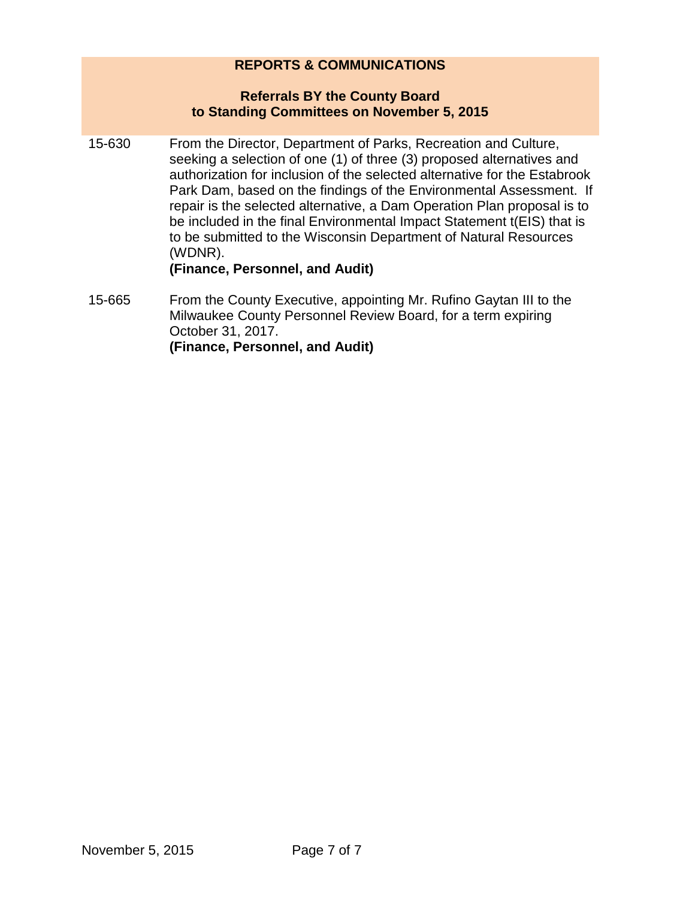## REPORTS & COMMUNICATIONS

### Referrals BY the County Board to Standing Committees on November 5, 2015

15-630 From the Director, Department of Parks, Recreation and Culture, seeking a selection of one (1) of three (3) proposed alternatives and authorization for inclusion of the selected alternative for the Estabrook Park Dam, based on the findings of the Environmental Assessment. If repair is the selected alternative, a Dam Operation Plan proposal is to be included in the final Environmental Impact Statement t(EIS) that is to be submitted to the Wisconsin Department of Natural Resources (WDNR).
**(Finance, Personnel, and Audit)**

15-665 From the County Executive, appointing Mr. Rufino Gaytan III to the Milwaukee County Personnel Review Board, for a term expiring October 31, 2017.
**(Finance, Personnel, and Audit)**